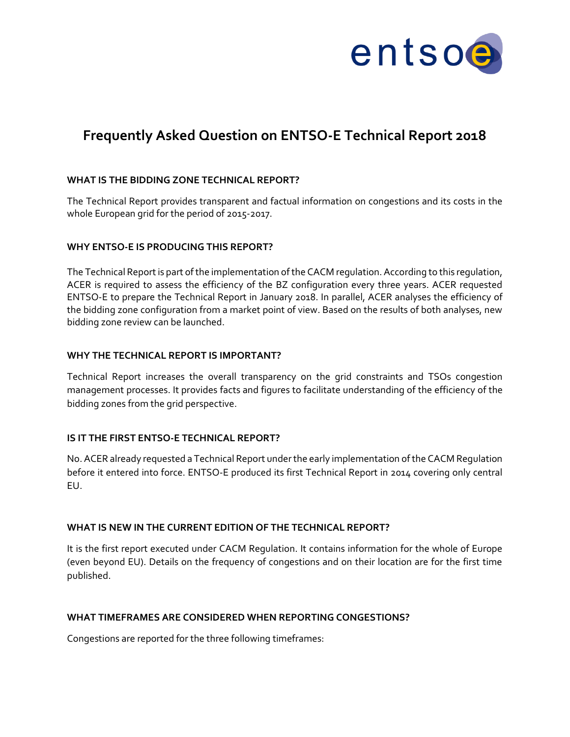# Frequently Asked Question on ENTSO-E Technical Report 2018

### WHAT IS THE BIDDING ZONE TECHNICAL REPORT?

The Technical Report provides transparent and factual information on congestions and its costs in the whole European grid for the period of 2015-2017.

### WHY ENTSO-E IS PRODUCING THIS REPORT?

The Technical Report is part of the implementation of the CACM regulation. According to this regulation, ACER is required to assess the efficiency of the BZ configuration every three years. ACER requested ENTSO-E to prepare the Technical Report in January 2018. In parallel, ACER analyses the efficiency of the bidding zone configuration from a market point of view. Based on the results of both analyses, new bidding zone review can be launched.

### WHY THE TECHNICAL REPORT IS IMPORTANT?

Technical Report increases the overall transparency on the grid constraints and TSOs congestion management processes. It provides facts and figures to facilitate understanding of the efficiency of the bidding zones from the grid perspective.

### IS IT THE FIRST ENTSO-E TECHNICAL REPORT?

No. ACER already requested a Technical Report under the early implementation of the CACM Regulation before it entered into force. ENTSO-E produced its first Technical Report in 2014 covering only central EU.

### WHAT IS NEW IN THE CURRENT EDITION OF THE TECHNICAL REPORT?

It is the first report executed under CACM Regulation. It contains information for the whole of Europe (even beyond EU). Details on the frequency of congestions and on their location are for the first time published.

### WHAT TIMEFRAMES ARE CONSIDERED WHEN REPORTING CONGESTIONS?

Congestions are reported for the three following timeframes: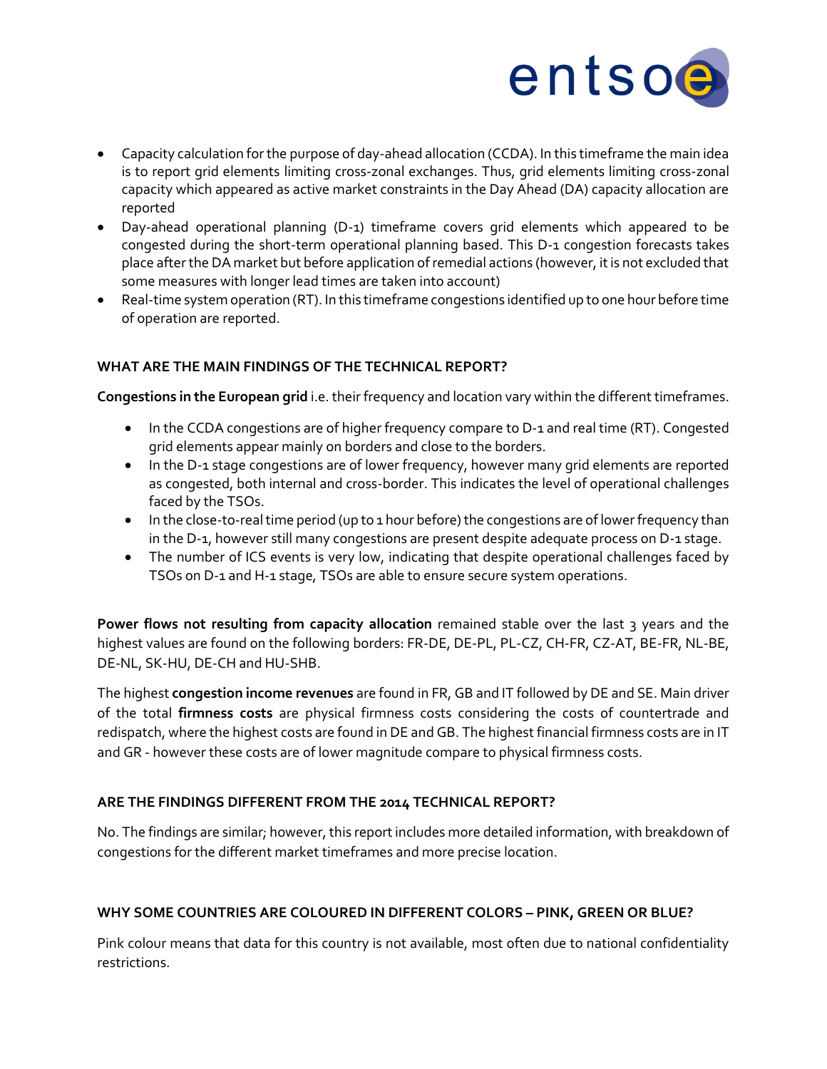- Capacity calculation for the purpose of day-ahead allocation (CCDA). In this timeframe the main idea is to report grid elements limiting cross-zonal exchanges. Thus, grid elements limiting cross-zonal capacity which appeared as active market constraints in the Day Ahead (DA) capacity allocation are reported
- Day-ahead operational planning (D-1) timeframe covers grid elements which appeared to be congested during the short-term operational planning based. This D-1 congestion forecasts takes place after the DA market but before application of remedial actions (however, it is not excluded that some measures with longer lead times are taken into account)
- Real-time system operation (RT). In this timeframe congestions identified up to one hour before time of operation are reported.

### WHAT ARE THE MAIN FINDINGS OF THE TECHNICAL REPORT?

**Congestions in the European grid** i.e. their frequency and location vary within the different timeframes.

- In the CCDA congestions are of higher frequency compare to D-1 and real time (RT). Congested grid elements appear mainly on borders and close to the borders.
- In the D-1 stage congestions are of lower frequency, however many grid elements are reported as congested, both internal and cross-border. This indicates the level of operational challenges faced by the TSOs.
- In the close-to-real time period (up to 1 hour before) the congestions are of lower frequency than in the D-1, however still many congestions are present despite adequate process on D-1 stage.
- The number of ICS events is very low, indicating that despite operational challenges faced by TSOs on D-1 and H-1 stage, TSOs are able to ensure secure system operations.

**Power flows not resulting from capacity allocation** remained stable over the last 3 years and the highest values are found on the following borders: FR-DE, DE-PL, PL-CZ, CH-FR, CZ-AT, BE-FR, NL-BE, DE-NL, SK-HU, DE-CH and HU-SHB.

The highest **congestion income revenues** are found in FR, GB and IT followed by DE and SE. Main driver of the total **firmness costs** are physical firmness costs considering the costs of countertrade and redispatch, where the highest costs are found in DE and GB. The highest financial firmness costs are in IT and GR - however these costs are of lower magnitude compare to physical firmness costs.

### ARE THE FINDINGS DIFFERENT FROM THE 2014 TECHNICAL REPORT?

No. The findings are similar; however, this report includes more detailed information, with breakdown of congestions for the different market timeframes and more precise location.

### WHY SOME COUNTRIES ARE COLOURED IN DIFFERENT COLORS – PINK, GREEN OR BLUE?

Pink colour means that data for this country is not available, most often due to national confidentiality restrictions.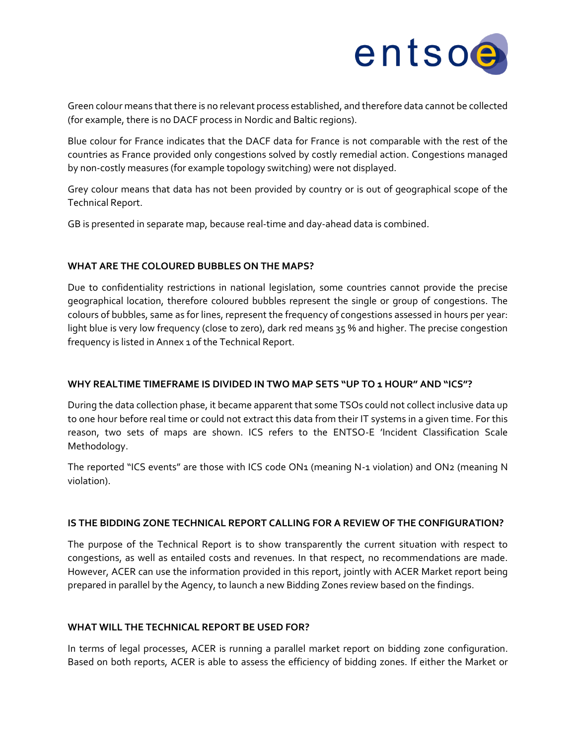Green colour means that there is no relevant process established, and therefore data cannot be collected (for example, there is no DACF process in Nordic and Baltic regions).

Blue colour for France indicates that the DACF data for France is not comparable with the rest of the countries as France provided only congestions solved by costly remedial action. Congestions managed by non-costly measures (for example topology switching) were not displayed.

Grey colour means that data has not been provided by country or is out of geographical scope of the Technical Report.

GB is presented in separate map, because real-time and day-ahead data is combined.

**WHAT ARE THE COLOURED BUBBLES ON THE MAPS?**

Due to confidentiality restrictions in national legislation, some countries cannot provide the precise geographical location, therefore coloured bubbles represent the single or group of congestions. The colours of bubbles, same as for lines, represent the frequency of congestions assessed in hours per year: light blue is very low frequency (close to zero), dark red means 35 % and higher. The precise congestion frequency is listed in Annex 1 of the Technical Report.

**WHY REALTIME TIMEFRAME IS DIVIDED IN TWO MAP SETS "UP TO 1 HOUR" AND "ICS"?**

During the data collection phase, it became apparent that some TSOs could not collect inclusive data up to one hour before real time or could not extract this data from their IT systems in a given time. For this reason, two sets of maps are shown. ICS refers to the ENTSO-E 'Incident Classification Scale Methodology.

The reported "ICS events" are those with ICS code ON1 (meaning N-1 violation) and ON2 (meaning N violation).

**IS THE BIDDING ZONE TECHNICAL REPORT CALLING FOR A REVIEW OF THE CONFIGURATION?**

The purpose of the Technical Report is to show transparently the current situation with respect to congestions, as well as entailed costs and revenues. In that respect, no recommendations are made. However, ACER can use the information provided in this report, jointly with ACER Market report being prepared in parallel by the Agency, to launch a new Bidding Zones review based on the findings.

**WHAT WILL THE TECHNICAL REPORT BE USED FOR?**

In terms of legal processes, ACER is running a parallel market report on bidding zone configuration. Based on both reports, ACER is able to assess the efficiency of bidding zones. If either the Market or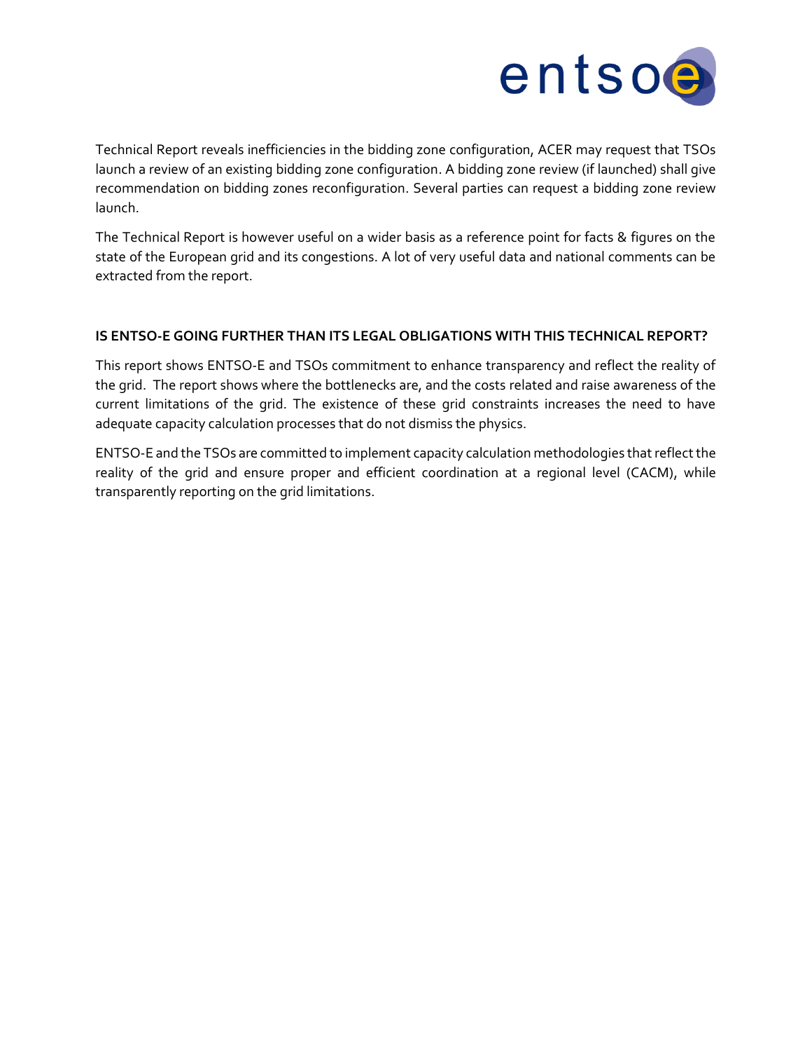Technical Report reveals inefficiencies in the bidding zone configuration, ACER may request that TSOs launch a review of an existing bidding zone configuration. A bidding zone review (if launched) shall give recommendation on bidding zones reconfiguration. Several parties can request a bidding zone review launch.

The Technical Report is however useful on a wider basis as a reference point for facts & figures on the state of the European grid and its congestions. A lot of very useful data and national comments can be extracted from the report.

**IS ENTSO-E GOING FURTHER THAN ITS LEGAL OBLIGATIONS WITH THIS TECHNICAL REPORT?**

This report shows ENTSO-E and TSOs commitment to enhance transparency and reflect the reality of the grid. The report shows where the bottlenecks are, and the costs related and raise awareness of the current limitations of the grid. The existence of these grid constraints increases the need to have adequate capacity calculation processes that do not dismiss the physics.

ENTSO-E and the TSOs are committed to implement capacity calculation methodologies that reflect the reality of the grid and ensure proper and efficient coordination at a regional level (CACM), while transparently reporting on the grid limitations.